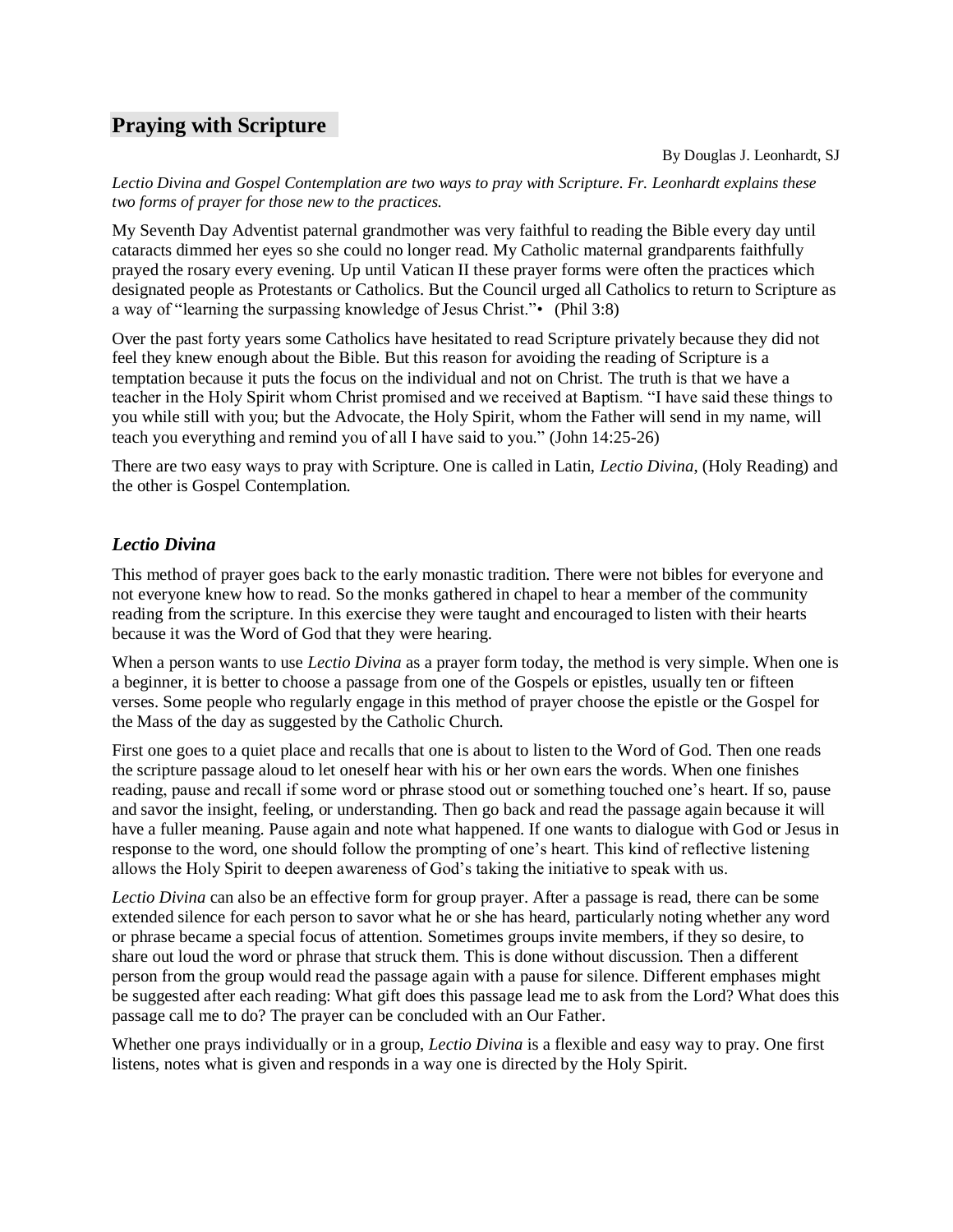## Praying with Scripture

By Douglas J. Leonhardt, SJ

*Lectio Divina and Gospel Contemplation are two ways to pray with Scripture. Fr. Leonhardt explains these two forms of prayer for those new to the practices.*

My Seventh Day Adventist paternal grandmother was very faithful to reading the Bible every day until cataracts dimmed her eyes so she could no longer read. My Catholic maternal grandparents faithfully prayed the rosary every evening. Up until Vatican II these prayer forms were often the practices which designated people as Protestants or Catholics. But the Council urged all Catholics to return to Scripture as a way of "learning the surpassing knowledge of Jesus Christ."• (Phil 3:8)

Over the past forty years some Catholics have hesitated to read Scripture privately because they did not feel they knew enough about the Bible. But this reason for avoiding the reading of Scripture is a temptation because it puts the focus on the individual and not on Christ. The truth is that we have a teacher in the Holy Spirit whom Christ promised and we received at Baptism. "I have said these things to you while still with you; but the Advocate, the Holy Spirit, whom the Father will send in my name, will teach you everything and remind you of all I have said to you." (John 14:25-26)

There are two easy ways to pray with Scripture. One is called in Latin, *Lectio Divina*, (Holy Reading) and the other is Gospel Contemplation.

### *Lectio Divina*

This method of prayer goes back to the early monastic tradition. There were not bibles for everyone and not everyone knew how to read. So the monks gathered in chapel to hear a member of the community reading from the scripture. In this exercise they were taught and encouraged to listen with their hearts because it was the Word of God that they were hearing.

When a person wants to use *Lectio Divina* as a prayer form today, the method is very simple. When one is a beginner, it is better to choose a passage from one of the Gospels or epistles, usually ten or fifteen verses. Some people who regularly engage in this method of prayer choose the epistle or the Gospel for the Mass of the day as suggested by the Catholic Church.

First one goes to a quiet place and recalls that one is about to listen to the Word of God. Then one reads the scripture passage aloud to let oneself hear with his or her own ears the words. When one finishes reading, pause and recall if some word or phrase stood out or something touched one's heart. If so, pause and savor the insight, feeling, or understanding. Then go back and read the passage again because it will have a fuller meaning. Pause again and note what happened. If one wants to dialogue with God or Jesus in response to the word, one should follow the prompting of one's heart. This kind of reflective listening allows the Holy Spirit to deepen awareness of God's taking the initiative to speak with us.

*Lectio Divina* can also be an effective form for group prayer. After a passage is read, there can be some extended silence for each person to savor what he or she has heard, particularly noting whether any word or phrase became a special focus of attention. Sometimes groups invite members, if they so desire, to share out loud the word or phrase that struck them. This is done without discussion. Then a different person from the group would read the passage again with a pause for silence. Different emphases might be suggested after each reading: What gift does this passage lead me to ask from the Lord? What does this passage call me to do? The prayer can be concluded with an Our Father.

Whether one prays individually or in a group, *Lectio Divina* is a flexible and easy way to pray. One first listens, notes what is given and responds in a way one is directed by the Holy Spirit.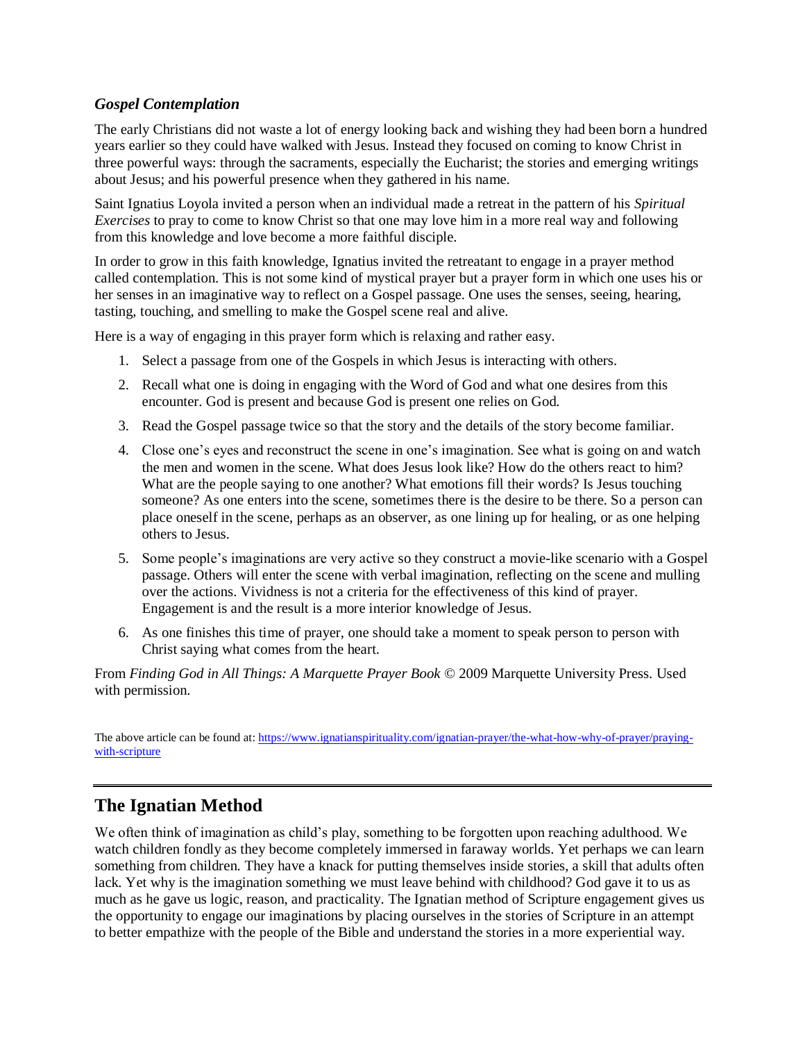### *Gospel Contemplation*

The early Christians did not waste a lot of energy looking back and wishing they had been born a hundred years earlier so they could have walked with Jesus. Instead they focused on coming to know Christ in three powerful ways: through the sacraments, especially the Eucharist; the stories and emerging writings about Jesus; and his powerful presence when they gathered in his name.

Saint Ignatius Loyola invited a person when an individual made a retreat in the pattern of his *Spiritual Exercises* to pray to come to know Christ so that one may love him in a more real way and following from this knowledge and love become a more faithful disciple.

In order to grow in this faith knowledge, Ignatius invited the retreatant to engage in a prayer method called contemplation. This is not some kind of mystical prayer but a prayer form in which one uses his or her senses in an imaginative way to reflect on a Gospel passage. One uses the senses, seeing, hearing, tasting, touching, and smelling to make the Gospel scene real and alive.

Here is a way of engaging in this prayer form which is relaxing and rather easy.

1. Select a passage from one of the Gospels in which Jesus is interacting with others.
2. Recall what one is doing in engaging with the Word of God and what one desires from this encounter. God is present and because God is present one relies on God.
3. Read the Gospel passage twice so that the story and the details of the story become familiar.
4. Close one's eyes and reconstruct the scene in one's imagination. See what is going on and watch the men and women in the scene. What does Jesus look like? How do the others react to him? What are the people saying to one another? What emotions fill their words? Is Jesus touching someone? As one enters into the scene, sometimes there is the desire to be there. So a person can place oneself in the scene, perhaps as an observer, as one lining up for healing, or as one helping others to Jesus.
5. Some people's imaginations are very active so they construct a movie-like scenario with a Gospel passage. Others will enter the scene with verbal imagination, reflecting on the scene and mulling over the actions. Vividness is not a criteria for the effectiveness of this kind of prayer. Engagement is and the result is a more interior knowledge of Jesus.
6. As one finishes this time of prayer, one should take a moment to speak person to person with Christ saying what comes from the heart.

From *Finding God in All Things: A Marquette Prayer Book* © 2009 Marquette University Press. Used with permission.

The above article can be found at: https://www.ignatianspirituality.com/ignatian-prayer/the-what-how-why-of-prayer/praying-with-scripture

---

## The Ignatian Method

We often think of imagination as child's play, something to be forgotten upon reaching adulthood. We watch children fondly as they become completely immersed in faraway worlds. Yet perhaps we can learn something from children. They have a knack for putting themselves inside stories, a skill that adults often lack. Yet why is the imagination something we must leave behind with childhood? God gave it to us as much as he gave us logic, reason, and practicality. The Ignatian method of Scripture engagement gives us the opportunity to engage our imaginations by placing ourselves in the stories of Scripture in an attempt to better empathize with the people of the Bible and understand the stories in a more experiential way.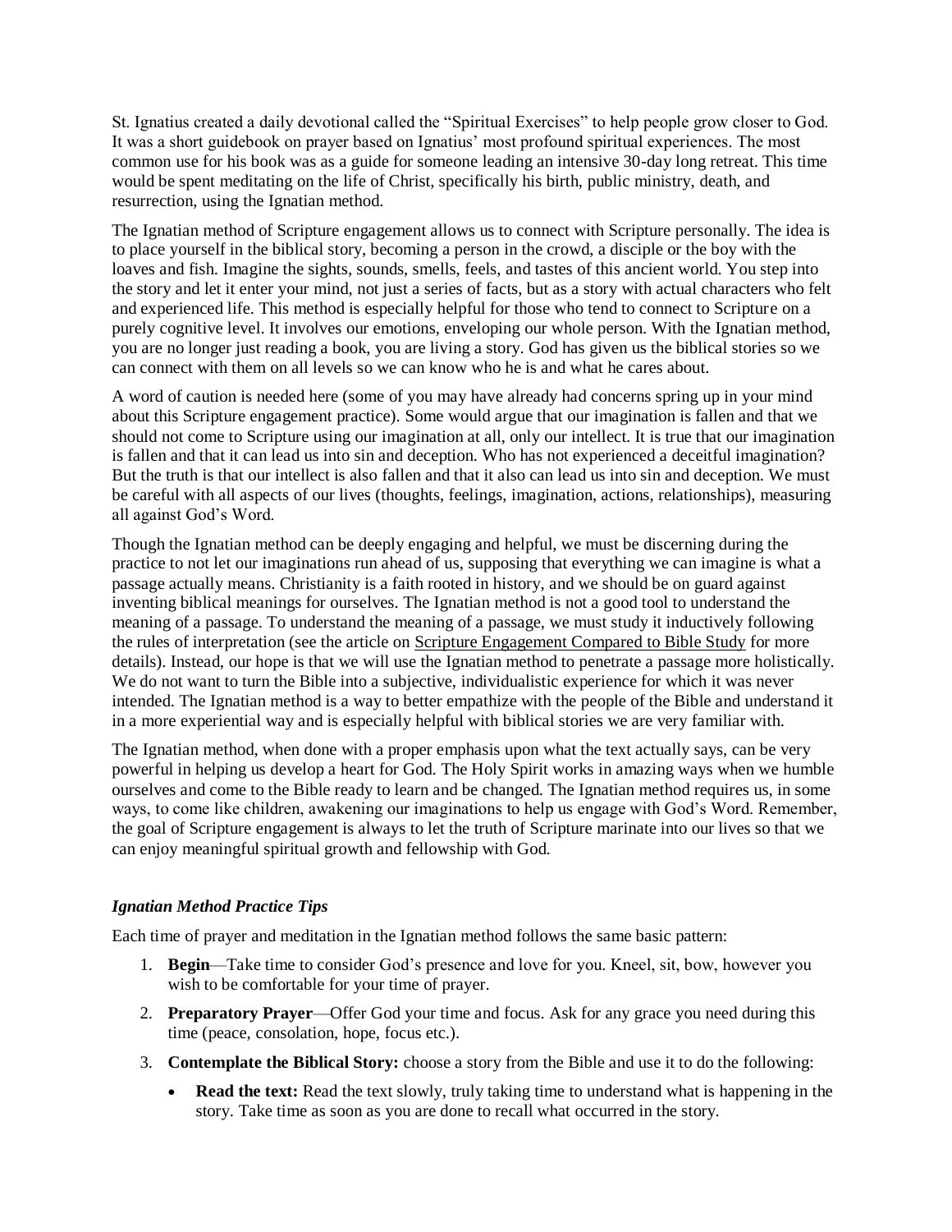St. Ignatius created a daily devotional called the "Spiritual Exercises" to help people grow closer to God. It was a short guidebook on prayer based on Ignatius' most profound spiritual experiences. The most common use for his book was as a guide for someone leading an intensive 30-day long retreat. This time would be spent meditating on the life of Christ, specifically his birth, public ministry, death, and resurrection, using the Ignatian method.

The Ignatian method of Scripture engagement allows us to connect with Scripture personally. The idea is to place yourself in the biblical story, becoming a person in the crowd, a disciple or the boy with the loaves and fish. Imagine the sights, sounds, smells, feels, and tastes of this ancient world. You step into the story and let it enter your mind, not just a series of facts, but as a story with actual characters who felt and experienced life. This method is especially helpful for those who tend to connect to Scripture on a purely cognitive level. It involves our emotions, enveloping our whole person. With the Ignatian method, you are no longer just reading a book, you are living a story. God has given us the biblical stories so we can connect with them on all levels so we can know who he is and what he cares about.

A word of caution is needed here (some of you may have already had concerns spring up in your mind about this Scripture engagement practice). Some would argue that our imagination is fallen and that we should not come to Scripture using our imagination at all, only our intellect. It is true that our imagination is fallen and that it can lead us into sin and deception. Who has not experienced a deceitful imagination? But the truth is that our intellect is also fallen and that it also can lead us into sin and deception. We must be careful with all aspects of our lives (thoughts, feelings, imagination, actions, relationships), measuring all against God's Word.

Though the Ignatian method can be deeply engaging and helpful, we must be discerning during the practice to not let our imaginations run ahead of us, supposing that everything we can imagine is what a passage actually means. Christianity is a faith rooted in history, and we should be on guard against inventing biblical meanings for ourselves. The Ignatian method is not a good tool to understand the meaning of a passage. To understand the meaning of a passage, we must study it inductively following the rules of interpretation (see the article on Scripture Engagement Compared to Bible Study for more details). Instead, our hope is that we will use the Ignatian method to penetrate a passage more holistically. We do not want to turn the Bible into a subjective, individualistic experience for which it was never intended. The Ignatian method is a way to better empathize with the people of the Bible and understand it in a more experiential way and is especially helpful with biblical stories we are very familiar with.

The Ignatian method, when done with a proper emphasis upon what the text actually says, can be very powerful in helping us develop a heart for God. The Holy Spirit works in amazing ways when we humble ourselves and come to the Bible ready to learn and be changed. The Ignatian method requires us, in some ways, to come like children, awakening our imaginations to help us engage with God's Word. Remember, the goal of Scripture engagement is always to let the truth of Scripture marinate into our lives so that we can enjoy meaningful spiritual growth and fellowship with God.

### *Ignatian Method Practice Tips*

Each time of prayer and meditation in the Ignatian method follows the same basic pattern:

1. **Begin**—Take time to consider God's presence and love for you. Kneel, sit, bow, however you wish to be comfortable for your time of prayer.
2. **Preparatory Prayer**—Offer God your time and focus. Ask for any grace you need during this time (peace, consolation, hope, focus etc.).
3. **Contemplate the Biblical Story:** choose a story from the Bible and use it to do the following:
   - **Read the text:** Read the text slowly, truly taking time to understand what is happening in the story. Take time as soon as you are done to recall what occurred in the story.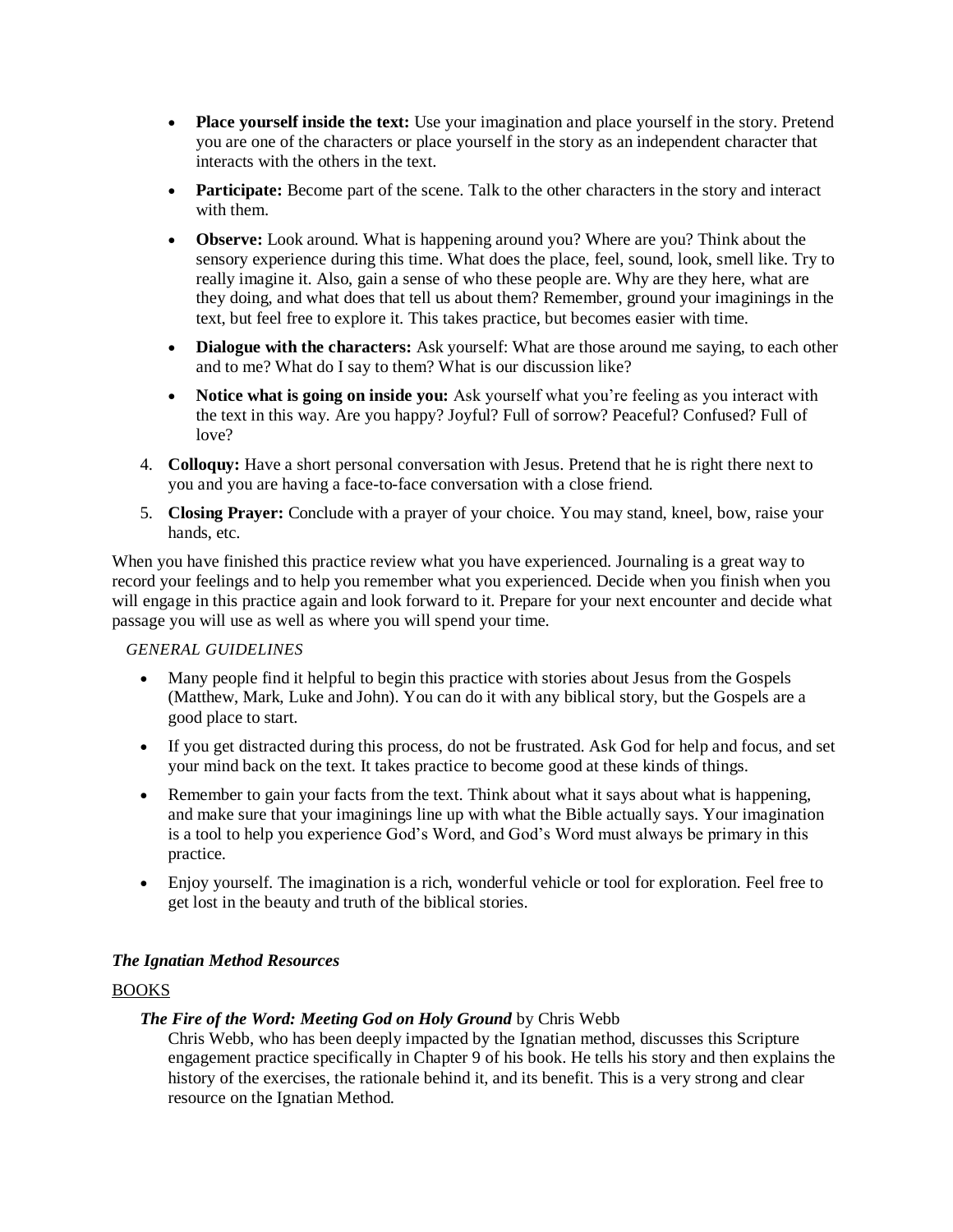- **Place yourself inside the text:** Use your imagination and place yourself in the story. Pretend you are one of the characters or place yourself in the story as an independent character that interacts with the others in the text.
- **Participate:** Become part of the scene. Talk to the other characters in the story and interact with them.
- **Observe:** Look around. What is happening around you? Where are you? Think about the sensory experience during this time. What does the place, feel, sound, look, smell like. Try to really imagine it. Also, gain a sense of who these people are. Why are they here, what are they doing, and what does that tell us about them? Remember, ground your imaginings in the text, but feel free to explore it. This takes practice, but becomes easier with time.
- **Dialogue with the characters:** Ask yourself: What are those around me saying, to each other and to me? What do I say to them? What is our discussion like?
- **Notice what is going on inside you:** Ask yourself what you're feeling as you interact with the text in this way. Are you happy? Joyful? Full of sorrow? Peaceful? Confused? Full of love?

4. **Colloquy:** Have a short personal conversation with Jesus. Pretend that he is right there next to you and you are having a face-to-face conversation with a close friend.
5. **Closing Prayer:** Conclude with a prayer of your choice. You may stand, kneel, bow, raise your hands, etc.

When you have finished this practice review what you have experienced. Journaling is a great way to record your feelings and to help you remember what you experienced. Decide when you finish when you will engage in this practice again and look forward to it. Prepare for your next encounter and decide what passage you will use as well as where you will spend your time.

*GENERAL GUIDELINES*

- Many people find it helpful to begin this practice with stories about Jesus from the Gospels (Matthew, Mark, Luke and John). You can do it with any biblical story, but the Gospels are a good place to start.
- If you get distracted during this process, do not be frustrated. Ask God for help and focus, and set your mind back on the text. It takes practice to become good at these kinds of things.
- Remember to gain your facts from the text. Think about what it says about what is happening, and make sure that your imaginings line up with what the Bible actually says. Your imagination is a tool to help you experience God's Word, and God's Word must always be primary in this practice.
- Enjoy yourself. The imagination is a rich, wonderful vehicle or tool for exploration. Feel free to get lost in the beauty and truth of the biblical stories.

### *The Ignatian Method Resources*

<u>BOOKS</u>

***The Fire of the Word: Meeting God on Holy Ground*** by Chris Webb

Chris Webb, who has been deeply impacted by the Ignatian method, discusses this Scripture engagement practice specifically in Chapter 9 of his book. He tells his story and then explains the history of the exercises, the rationale behind it, and its benefit. This is a very strong and clear resource on the Ignatian Method.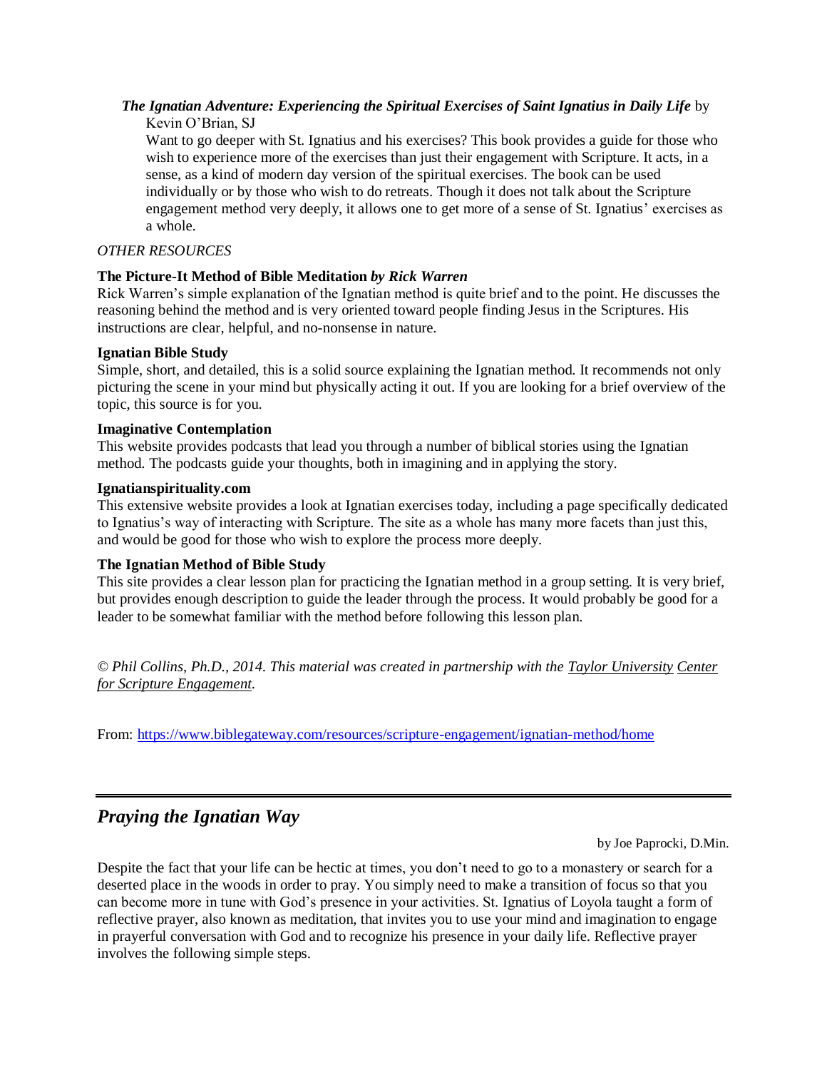***The Ignatian Adventure: Experiencing the Spiritual Exercises of Saint Ignatius in Daily Life*** by Kevin O'Brian, SJ

Want to go deeper with St. Ignatius and his exercises? This book provides a guide for those who wish to experience more of the exercises than just their engagement with Scripture. It acts, in a sense, as a kind of modern day version of the spiritual exercises. The book can be used individually or by those who wish to do retreats. Though it does not talk about the Scripture engagement method very deeply, it allows one to get more of a sense of St. Ignatius' exercises as a whole.

*OTHER RESOURCES*

**The Picture-It Method of Bible Meditation** ***by Rick Warren***

Rick Warren's simple explanation of the Ignatian method is quite brief and to the point. He discusses the reasoning behind the method and is very oriented toward people finding Jesus in the Scriptures. His instructions are clear, helpful, and no-nonsense in nature.

**Ignatian Bible Study**

Simple, short, and detailed, this is a solid source explaining the Ignatian method. It recommends not only picturing the scene in your mind but physically acting it out. If you are looking for a brief overview of the topic, this source is for you.

**Imaginative Contemplation**

This website provides podcasts that lead you through a number of biblical stories using the Ignatian method. The podcasts guide your thoughts, both in imagining and in applying the story.

**Ignatianspirituality.com**

This extensive website provides a look at Ignatian exercises today, including a page specifically dedicated to Ignatius's way of interacting with Scripture. The site as a whole has many more facets than just this, and would be good for those who wish to explore the process more deeply.

**The Ignatian Method of Bible Study**

This site provides a clear lesson plan for practicing the Ignatian method in a group setting. It is very brief, but provides enough description to guide the leader through the process. It would probably be good for a leader to be somewhat familiar with the method before following this lesson plan.

*© Phil Collins, Ph.D., 2014. This material was created in partnership with the Taylor University Center for Scripture Engagement.*

From: https://www.biblegateway.com/resources/scripture-engagement/ignatian-method/home

---

## *Praying the Ignatian Way*

by Joe Paprocki, D.Min.

Despite the fact that your life can be hectic at times, you don't need to go to a monastery or search for a deserted place in the woods in order to pray. You simply need to make a transition of focus so that you can become more in tune with God's presence in your activities. St. Ignatius of Loyola taught a form of reflective prayer, also known as meditation, that invites you to use your mind and imagination to engage in prayerful conversation with God and to recognize his presence in your daily life. Reflective prayer involves the following simple steps.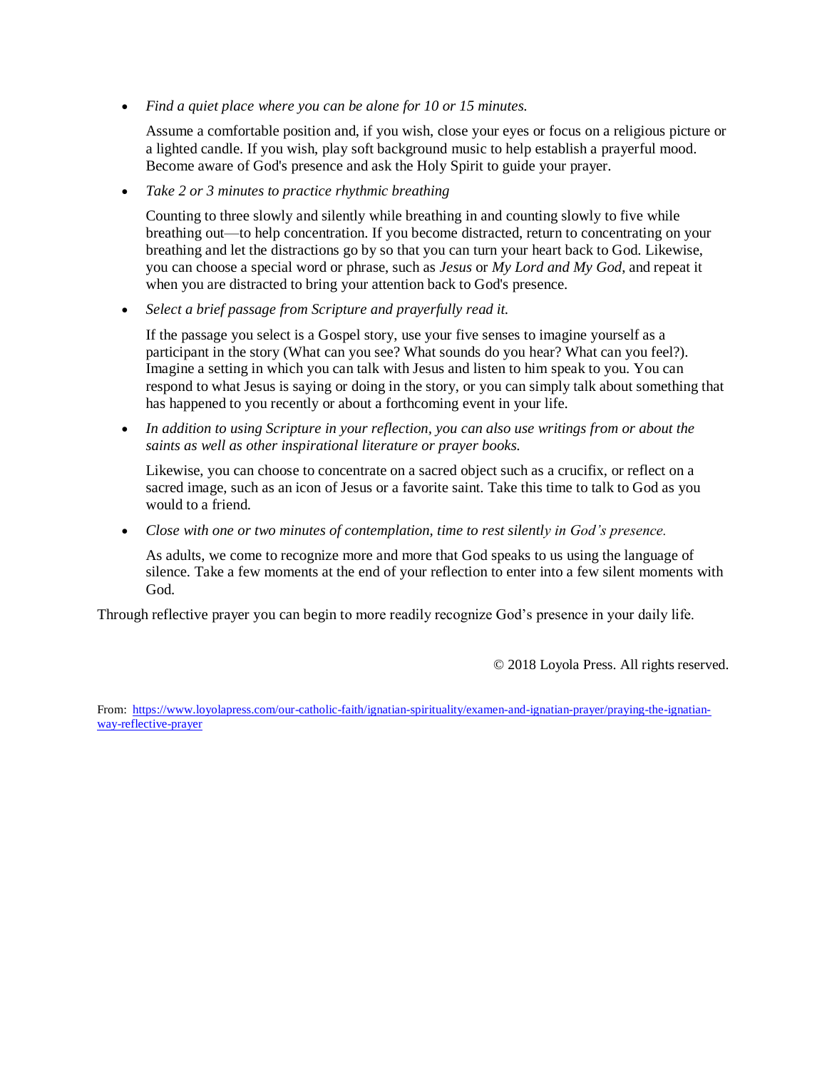- *Find a quiet place where you can be alone for 10 or 15 minutes.*

  Assume a comfortable position and, if you wish, close your eyes or focus on a religious picture or a lighted candle. If you wish, play soft background music to help establish a prayerful mood. Become aware of God's presence and ask the Holy Spirit to guide your prayer.

- *Take 2 or 3 minutes to practice rhythmic breathing*

  Counting to three slowly and silently while breathing in and counting slowly to five while breathing out—to help concentration. If you become distracted, return to concentrating on your breathing and let the distractions go by so that you can turn your heart back to God. Likewise, you can choose a special word or phrase, such as *Jesus* or *My Lord and My God*, and repeat it when you are distracted to bring your attention back to God's presence.

- *Select a brief passage from Scripture and prayerfully read it.*

  If the passage you select is a Gospel story, use your five senses to imagine yourself as a participant in the story (What can you see? What sounds do you hear? What can you feel?). Imagine a setting in which you can talk with Jesus and listen to him speak to you. You can respond to what Jesus is saying or doing in the story, or you can simply talk about something that has happened to you recently or about a forthcoming event in your life.

- *In addition to using Scripture in your reflection, you can also use writings from or about the saints as well as other inspirational literature or prayer books.*

  Likewise, you can choose to concentrate on a sacred object such as a crucifix, or reflect on a sacred image, such as an icon of Jesus or a favorite saint. Take this time to talk to God as you would to a friend.

- *Close with one or two minutes of contemplation, time to rest silently in God's presence.*

  As adults, we come to recognize more and more that God speaks to us using the language of silence. Take a few moments at the end of your reflection to enter into a few silent moments with God.

Through reflective prayer you can begin to more readily recognize God's presence in your daily life.

© 2018 Loyola Press. All rights reserved.

From: [https://www.loyolapress.com/our-catholic-faith/ignatian-spirituality/examen-and-ignatian-prayer/praying-the-ignatian-way-reflective-prayer](https://www.loyolapress.com/our-catholic-faith/ignatian-spirituality/examen-and-ignatian-prayer/praying-the-ignatian-way-reflective-prayer)